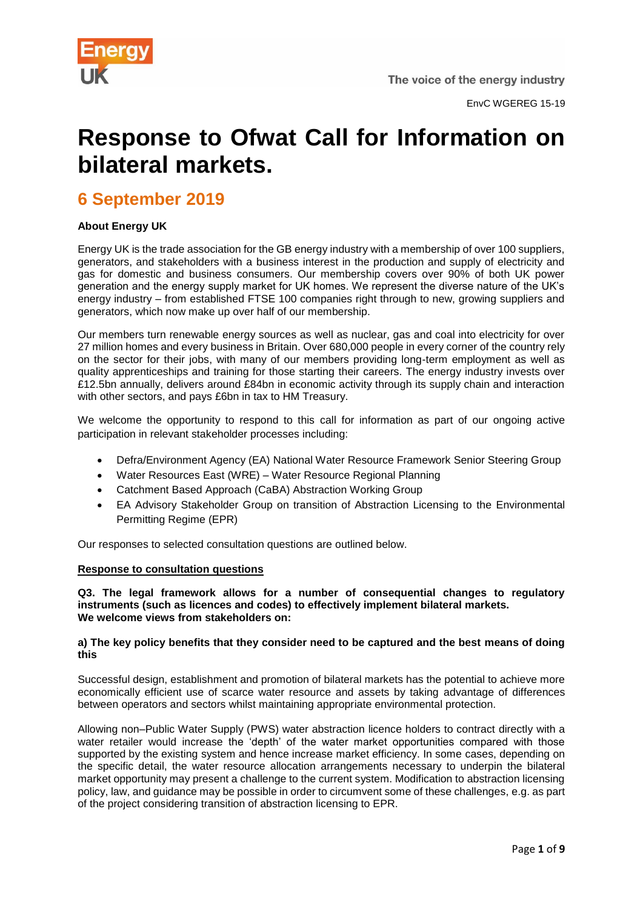EnvC WGEREG 15-19

# Response to Ofwat Call for Information on bilateral markets.

## 6 September 2019

**About Energy UK**

Energy UK is the trade association for the GB energy industry with a membership of over 100 suppliers, generators, and stakeholders with a business interest in the production and supply of electricity and gas for domestic and business consumers. Our membership covers over 90% of both UK power generation and the energy supply market for UK homes. We represent the diverse nature of the UK's energy industry – from established FTSE 100 companies right through to new, growing suppliers and generators, which now make up over half of our membership.

Our members turn renewable energy sources as well as nuclear, gas and coal into electricity for over 27 million homes and every business in Britain. Over 680,000 people in every corner of the country rely on the sector for their jobs, with many of our members providing long-term employment as well as quality apprenticeships and training for those starting their careers. The energy industry invests over £12.5bn annually, delivers around £84bn in economic activity through its supply chain and interaction with other sectors, and pays £6bn in tax to HM Treasury.

We welcome the opportunity to respond to this call for information as part of our ongoing active participation in relevant stakeholder processes including:

- Defra/Environment Agency (EA) National Water Resource Framework Senior Steering Group
- Water Resources East (WRE) – Water Resource Regional Planning
- Catchment Based Approach (CaBA) Abstraction Working Group
- EA Advisory Stakeholder Group on transition of Abstraction Licensing to the Environmental Permitting Regime (EPR)

Our responses to selected consultation questions are outlined below.

**Response to consultation questions**

**Q3. The legal framework allows for a number of consequential changes to regulatory instruments (such as licences and codes) to effectively implement bilateral markets. We welcome views from stakeholders on:**

**a) The key policy benefits that they consider need to be captured and the best means of doing this**

Successful design, establishment and promotion of bilateral markets has the potential to achieve more economically efficient use of scarce water resource and assets by taking advantage of differences between operators and sectors whilst maintaining appropriate environmental protection.

Allowing non–Public Water Supply (PWS) water abstraction licence holders to contract directly with a water retailer would increase the 'depth' of the water market opportunities compared with those supported by the existing system and hence increase market efficiency. In some cases, depending on the specific detail, the water resource allocation arrangements necessary to underpin the bilateral market opportunity may present a challenge to the current system. Modification to abstraction licensing policy, law, and guidance may be possible in order to circumvent some of these challenges, e.g. as part of the project considering transition of abstraction licensing to EPR.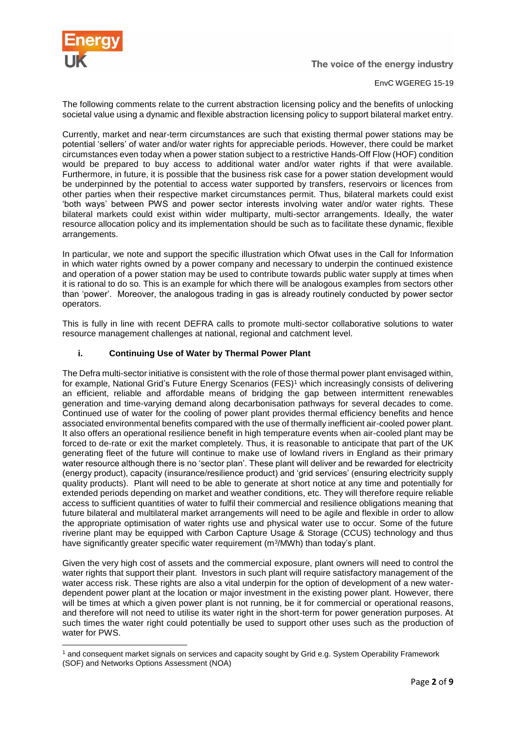The following comments relate to the current abstraction licensing policy and the benefits of unlocking societal value using a dynamic and flexible abstraction licensing policy to support bilateral market entry.

Currently, market and near-term circumstances are such that existing thermal power stations may be potential 'sellers' of water and/or water rights for appreciable periods. However, there could be market circumstances even today when a power station subject to a restrictive Hands-Off Flow (HOF) condition would be prepared to buy access to additional water and/or water rights if that were available. Furthermore, in future, it is possible that the business risk case for a power station development would be underpinned by the potential to access water supported by transfers, reservoirs or licences from other parties when their respective market circumstances permit. Thus, bilateral markets could exist 'both ways' between PWS and power sector interests involving water and/or water rights. These bilateral markets could exist within wider multiparty, multi-sector arrangements. Ideally, the water resource allocation policy and its implementation should be such as to facilitate these dynamic, flexible arrangements.

In particular, we note and support the specific illustration which Ofwat uses in the Call for Information in which water rights owned by a power company and necessary to underpin the continued existence and operation of a power station may be used to contribute towards public water supply at times when it is rational to do so. This is an example for which there will be analogous examples from sectors other than 'power'. Moreover, the analogous trading in gas is already routinely conducted by power sector operators.

This is fully in line with recent DEFRA calls to promote multi-sector collaborative solutions to water resource management challenges at national, regional and catchment level.

### i. Continuing Use of Water by Thermal Power Plant

The Defra multi-sector initiative is consistent with the role of those thermal power plant envisaged within, for example, National Grid's Future Energy Scenarios (FES)[1] which increasingly consists of delivering an efficient, reliable and affordable means of bridging the gap between intermittent renewables generation and time-varying demand along decarbonisation pathways for several decades to come. Continued use of water for the cooling of power plant provides thermal efficiency benefits and hence associated environmental benefits compared with the use of thermally inefficient air-cooled power plant. It also offers an operational resilience benefit in high temperature events when air-cooled plant may be forced to de-rate or exit the market completely. Thus, it is reasonable to anticipate that part of the UK generating fleet of the future will continue to make use of lowland rivers in England as their primary water resource although there is no 'sector plan'. These plant will deliver and be rewarded for electricity (energy product), capacity (insurance/resilience product) and 'grid services' (ensuring electricity supply quality products). Plant will need to be able to generate at short notice at any time and potentially for extended periods depending on market and weather conditions, etc. They will therefore require reliable access to sufficient quantities of water to fulfil their commercial and resilience obligations meaning that future bilateral and multilateral market arrangements will need to be agile and flexible in order to allow the appropriate optimisation of water rights use and physical water use to occur. Some of the future riverine plant may be equipped with Carbon Capture Usage & Storage (CCUS) technology and thus have significantly greater specific water requirement ($m^3$/MWh) than today's plant.

Given the very high cost of assets and the commercial exposure, plant owners will need to control the water rights that support their plant. Investors in such plant will require satisfactory management of the water access risk. These rights are also a vital underpin for the option of development of a new water-dependent power plant at the location or major investment in the existing power plant. However, there will be times at which a given power plant is not running, be it for commercial or operational reasons, and therefore will not need to utilise its water right in the short-term for power generation purposes. At such times the water right could potentially be used to support other uses such as the production of water for PWS.

---

[1] and consequent market signals on services and capacity sought by Grid e.g. System Operability Framework (SOF) and Networks Options Assessment (NOA)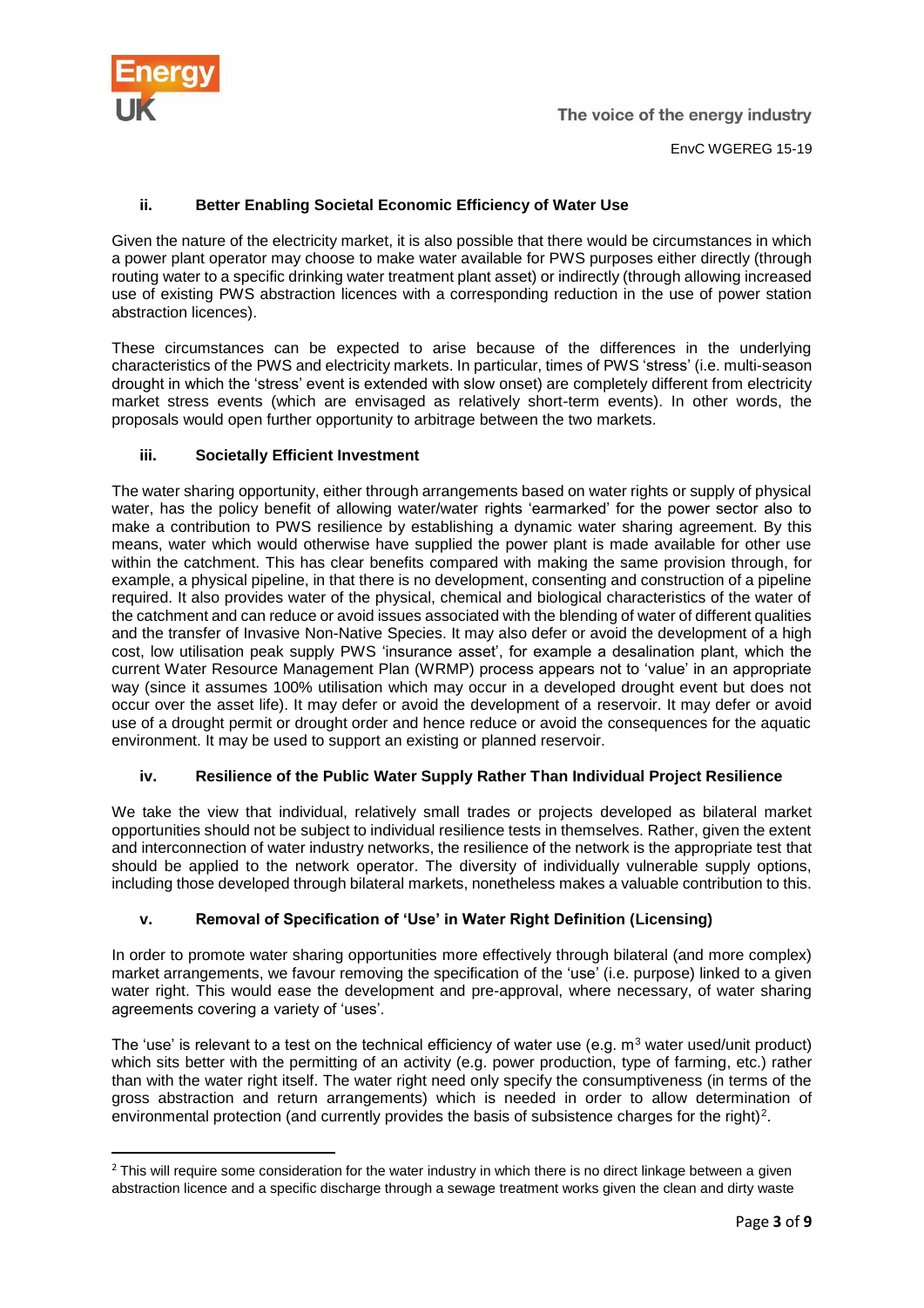### ii. Better Enabling Societal Economic Efficiency of Water Use

Given the nature of the electricity market, it is also possible that there would be circumstances in which a power plant operator may choose to make water available for PWS purposes either directly (through routing water to a specific drinking water treatment plant asset) or indirectly (through allowing increased use of existing PWS abstraction licences with a corresponding reduction in the use of power station abstraction licences).

These circumstances can be expected to arise because of the differences in the underlying characteristics of the PWS and electricity markets. In particular, times of PWS 'stress' (i.e. multi-season drought in which the 'stress' event is extended with slow onset) are completely different from electricity market stress events (which are envisaged as relatively short-term events). In other words, the proposals would open further opportunity to arbitrage between the two markets.

### iii. Societally Efficient Investment

The water sharing opportunity, either through arrangements based on water rights or supply of physical water, has the policy benefit of allowing water/water rights 'earmarked' for the power sector also to make a contribution to PWS resilience by establishing a dynamic water sharing agreement. By this means, water which would otherwise have supplied the power plant is made available for other use within the catchment. This has clear benefits compared with making the same provision through, for example, a physical pipeline, in that there is no development, consenting and construction of a pipeline required. It also provides water of the physical, chemical and biological characteristics of the water of the catchment and can reduce or avoid issues associated with the blending of water of different qualities and the transfer of Invasive Non-Native Species. It may also defer or avoid the development of a high cost, low utilisation peak supply PWS 'insurance asset', for example a desalination plant, which the current Water Resource Management Plan (WRMP) process appears not to 'value' in an appropriate way (since it assumes 100% utilisation which may occur in a developed drought event but does not occur over the asset life). It may defer or avoid the development of a reservoir. It may defer or avoid use of a drought permit or drought order and hence reduce or avoid the consequences for the aquatic environment. It may be used to support an existing or planned reservoir.

### iv. Resilience of the Public Water Supply Rather Than Individual Project Resilience

We take the view that individual, relatively small trades or projects developed as bilateral market opportunities should not be subject to individual resilience tests in themselves. Rather, given the extent and interconnection of water industry networks, the resilience of the network is the appropriate test that should be applied to the network operator. The diversity of individually vulnerable supply options, including those developed through bilateral markets, nonetheless makes a valuable contribution to this.

### v. Removal of Specification of 'Use' in Water Right Definition (Licensing)

In order to promote water sharing opportunities more effectively through bilateral (and more complex) market arrangements, we favour removing the specification of the 'use' (i.e. purpose) linked to a given water right. This would ease the development and pre-approval, where necessary, of water sharing agreements covering a variety of 'uses'.

The 'use' is relevant to a test on the technical efficiency of water use (e.g. $m^3$ water used/unit product) which sits better with the permitting of an activity (e.g. power production, type of farming, etc.) rather than with the water right itself. The water right need only specify the consumptiveness (in terms of the gross abstraction and return arrangements) which is needed in order to allow determination of environmental protection (and currently provides the basis of subsistence charges for the right)[2].

[2] This will require some consideration for the water industry in which there is no direct linkage between a given abstraction licence and a specific discharge through a sewage treatment works given the clean and dirty waste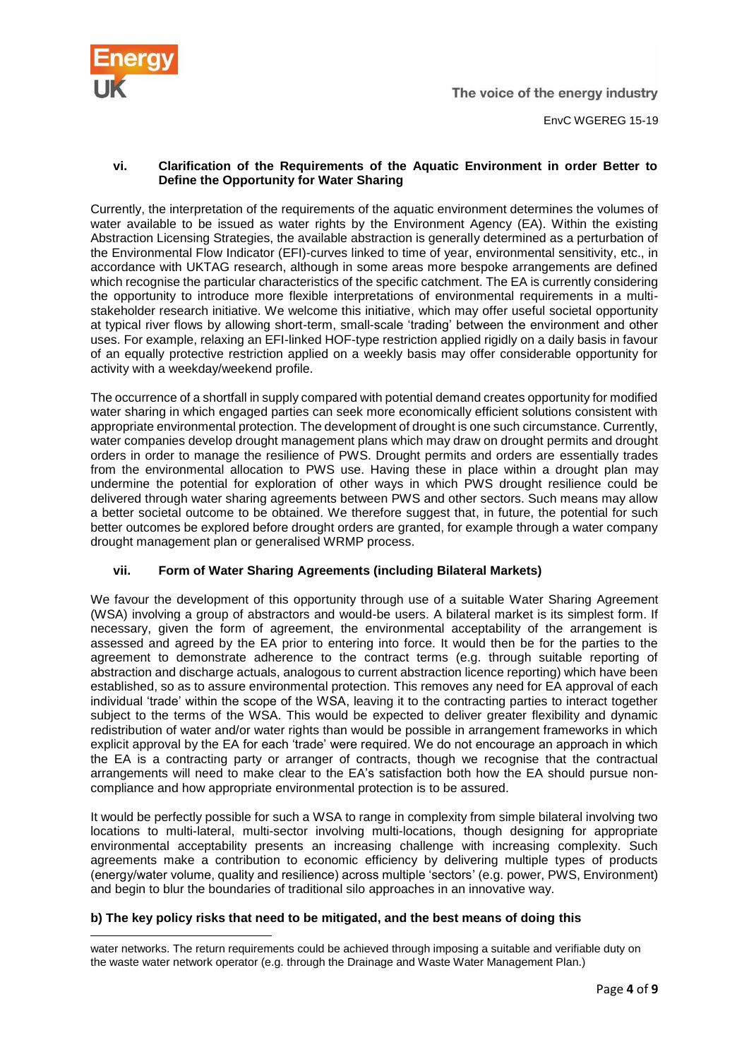### vi. Clarification of the Requirements of the Aquatic Environment in order Better to Define the Opportunity for Water Sharing

Currently, the interpretation of the requirements of the aquatic environment determines the volumes of water available to be issued as water rights by the Environment Agency (EA). Within the existing Abstraction Licensing Strategies, the available abstraction is generally determined as a perturbation of the Environmental Flow Indicator (EFI)-curves linked to time of year, environmental sensitivity, etc., in accordance with UKTAG research, although in some areas more bespoke arrangements are defined which recognise the particular characteristics of the specific catchment. The EA is currently considering the opportunity to introduce more flexible interpretations of environmental requirements in a multi-stakeholder research initiative. We welcome this initiative, which may offer useful societal opportunity at typical river flows by allowing short-term, small-scale 'trading' between the environment and other uses. For example, relaxing an EFI-linked HOF-type restriction applied rigidly on a daily basis in favour of an equally protective restriction applied on a weekly basis may offer considerable opportunity for activity with a weekday/weekend profile.

The occurrence of a shortfall in supply compared with potential demand creates opportunity for modified water sharing in which engaged parties can seek more economically efficient solutions consistent with appropriate environmental protection. The development of drought is one such circumstance. Currently, water companies develop drought management plans which may draw on drought permits and drought orders in order to manage the resilience of PWS. Drought permits and orders are essentially trades from the environmental allocation to PWS use. Having these in place within a drought plan may undermine the potential for exploration of other ways in which PWS drought resilience could be delivered through water sharing agreements between PWS and other sectors. Such means may allow a better societal outcome to be obtained. We therefore suggest that, in future, the potential for such better outcomes be explored before drought orders are granted, for example through a water company drought management plan or generalised WRMP process.

### vii. Form of Water Sharing Agreements (including Bilateral Markets)

We favour the development of this opportunity through use of a suitable Water Sharing Agreement (WSA) involving a group of abstractors and would-be users. A bilateral market is its simplest form. If necessary, given the form of agreement, the environmental acceptability of the arrangement is assessed and agreed by the EA prior to entering into force. It would then be for the parties to the agreement to demonstrate adherence to the contract terms (e.g. through suitable reporting of abstraction and discharge actuals, analogous to current abstraction licence reporting) which have been established, so as to assure environmental protection. This removes any need for EA approval of each individual 'trade' within the scope of the WSA, leaving it to the contracting parties to interact together subject to the terms of the WSA. This would be expected to deliver greater flexibility and dynamic redistribution of water and/or water rights than would be possible in arrangement frameworks in which explicit approval by the EA for each 'trade' were required. We do not encourage an approach in which the EA is a contracting party or arranger of contracts, though we recognise that the contractual arrangements will need to make clear to the EA's satisfaction both how the EA should pursue non-compliance and how appropriate environmental protection is to be assured.

It would be perfectly possible for such a WSA to range in complexity from simple bilateral involving two locations to multi-lateral, multi-sector involving multi-locations, though designing for appropriate environmental acceptability presents an increasing challenge with increasing complexity. Such agreements make a contribution to economic efficiency by delivering multiple types of products (energy/water volume, quality and resilience) across multiple 'sectors' (e.g. power, PWS, Environment) and begin to blur the boundaries of traditional silo approaches in an innovative way.

## b) The key policy risks that need to be mitigated, and the best means of doing this

---

water networks. The return requirements could be achieved through imposing a suitable and verifiable duty on the waste water network operator (e.g. through the Drainage and Waste Water Management Plan.)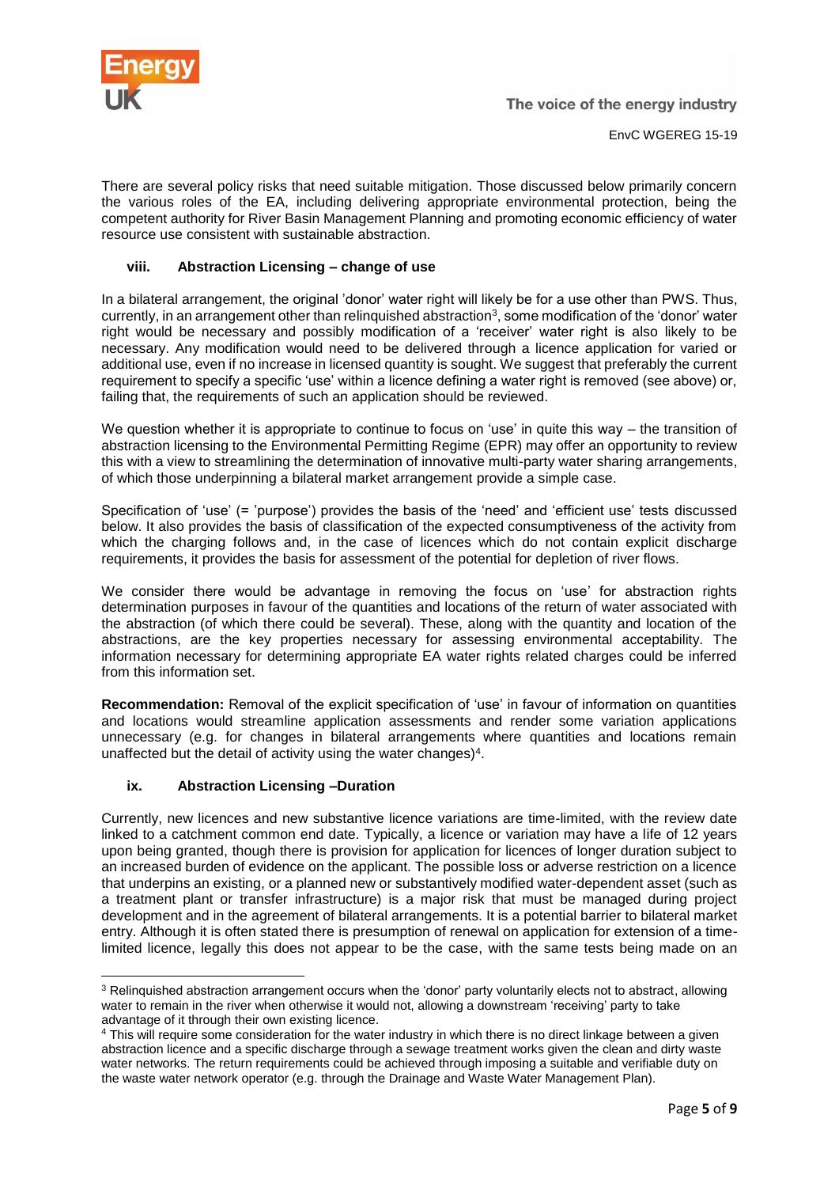There are several policy risks that need suitable mitigation. Those discussed below primarily concern the various roles of the EA, including delivering appropriate environmental protection, being the competent authority for River Basin Management Planning and promoting economic efficiency of water resource use consistent with sustainable abstraction.

### viii. Abstraction Licensing – change of use

In a bilateral arrangement, the original 'donor' water right will likely be for a use other than PWS. Thus, currently, in an arrangement other than relinquished abstraction[3], some modification of the 'donor' water right would be necessary and possibly modification of a 'receiver' water right is also likely to be necessary. Any modification would need to be delivered through a licence application for varied or additional use, even if no increase in licensed quantity is sought. We suggest that preferably the current requirement to specify a specific 'use' within a licence defining a water right is removed (see above) or, failing that, the requirements of such an application should be reviewed.

We question whether it is appropriate to continue to focus on 'use' in quite this way – the transition of abstraction licensing to the Environmental Permitting Regime (EPR) may offer an opportunity to review this with a view to streamlining the determination of innovative multi-party water sharing arrangements, of which those underpinning a bilateral market arrangement provide a simple case.

Specification of 'use' (= 'purpose') provides the basis of the 'need' and 'efficient use' tests discussed below. It also provides the basis of classification of the expected consumptiveness of the activity from which the charging follows and, in the case of licences which do not contain explicit discharge requirements, it provides the basis for assessment of the potential for depletion of river flows.

We consider there would be advantage in removing the focus on 'use' for abstraction rights determination purposes in favour of the quantities and locations of the return of water associated with the abstraction (of which there could be several). These, along with the quantity and location of the abstractions, are the key properties necessary for assessing environmental acceptability. The information necessary for determining appropriate EA water rights related charges could be inferred from this information set.

**Recommendation:** Removal of the explicit specification of 'use' in favour of information on quantities and locations would streamline application assessments and render some variation applications unnecessary (e.g. for changes in bilateral arrangements where quantities and locations remain unaffected but the detail of activity using the water changes)[4].

### ix. Abstraction Licensing –Duration

Currently, new licences and new substantive licence variations are time-limited, with the review date linked to a catchment common end date. Typically, a licence or variation may have a life of 12 years upon being granted, though there is provision for application for licences of longer duration subject to an increased burden of evidence on the applicant. The possible loss or adverse restriction on a licence that underpins an existing, or a planned new or substantively modified water-dependent asset (such as a treatment plant or transfer infrastructure) is a major risk that must be managed during project development and in the agreement of bilateral arrangements. It is a potential barrier to bilateral market entry. Although it is often stated there is presumption of renewal on application for extension of a time-limited licence, legally this does not appear to be the case, with the same tests being made on an

---

[3] Relinquished abstraction arrangement occurs when the 'donor' party voluntarily elects not to abstract, allowing water to remain in the river when otherwise it would not, allowing a downstream 'receiving' party to take advantage of it through their own existing licence.

[4] This will require some consideration for the water industry in which there is no direct linkage between a given abstraction licence and a specific discharge through a sewage treatment works given the clean and dirty waste water networks. The return requirements could be achieved through imposing a suitable and verifiable duty on the waste water network operator (e.g. through the Drainage and Waste Water Management Plan).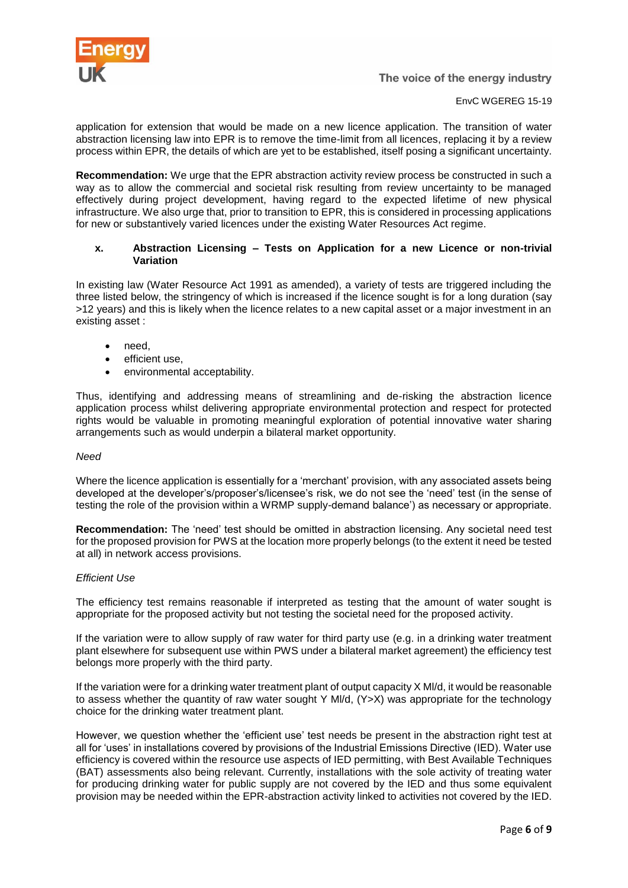application for extension that would be made on a new licence application. The transition of water abstraction licensing law into EPR is to remove the time-limit from all licences, replacing it by a review process within EPR, the details of which are yet to be established, itself posing a significant uncertainty.

**Recommendation:** We urge that the EPR abstraction activity review process be constructed in such a way as to allow the commercial and societal risk resulting from review uncertainty to be managed effectively during project development, having regard to the expected lifetime of new physical infrastructure. We also urge that, prior to transition to EPR, this is considered in processing applications for new or substantively varied licences under the existing Water Resources Act regime.

### x. Abstraction Licensing – Tests on Application for a new Licence or non-trivial Variation

In existing law (Water Resource Act 1991 as amended), a variety of tests are triggered including the three listed below, the stringency of which is increased if the licence sought is for a long duration (say >12 years) and this is likely when the licence relates to a new capital asset or a major investment in an existing asset :

- need,
- efficient use,
- environmental acceptability.

Thus, identifying and addressing means of streamlining and de-risking the abstraction licence application process whilst delivering appropriate environmental protection and respect for protected rights would be valuable in promoting meaningful exploration of potential innovative water sharing arrangements such as would underpin a bilateral market opportunity.

*Need*

Where the licence application is essentially for a 'merchant' provision, with any associated assets being developed at the developer's/proposer's/licensee's risk, we do not see the 'need' test (in the sense of testing the role of the provision within a WRMP supply-demand balance') as necessary or appropriate.

**Recommendation:** The 'need' test should be omitted in abstraction licensing. Any societal need test for the proposed provision for PWS at the location more properly belongs (to the extent it need be tested at all) in network access provisions.

*Efficient Use*

The efficiency test remains reasonable if interpreted as testing that the amount of water sought is appropriate for the proposed activity but not testing the societal need for the proposed activity.

If the variation were to allow supply of raw water for third party use (e.g. in a drinking water treatment plant elsewhere for subsequent use within PWS under a bilateral market agreement) the efficiency test belongs more properly with the third party.

If the variation were for a drinking water treatment plant of output capacity X Ml/d, it would be reasonable to assess whether the quantity of raw water sought Y Ml/d, (Y>X) was appropriate for the technology choice for the drinking water treatment plant.

However, we question whether the 'efficient use' test needs be present in the abstraction right test at all for 'uses' in installations covered by provisions of the Industrial Emissions Directive (IED). Water use efficiency is covered within the resource use aspects of IED permitting, with Best Available Techniques (BAT) assessments also being relevant. Currently, installations with the sole activity of treating water for producing drinking water for public supply are not covered by the IED and thus some equivalent provision may be needed within the EPR-abstraction activity linked to activities not covered by the IED.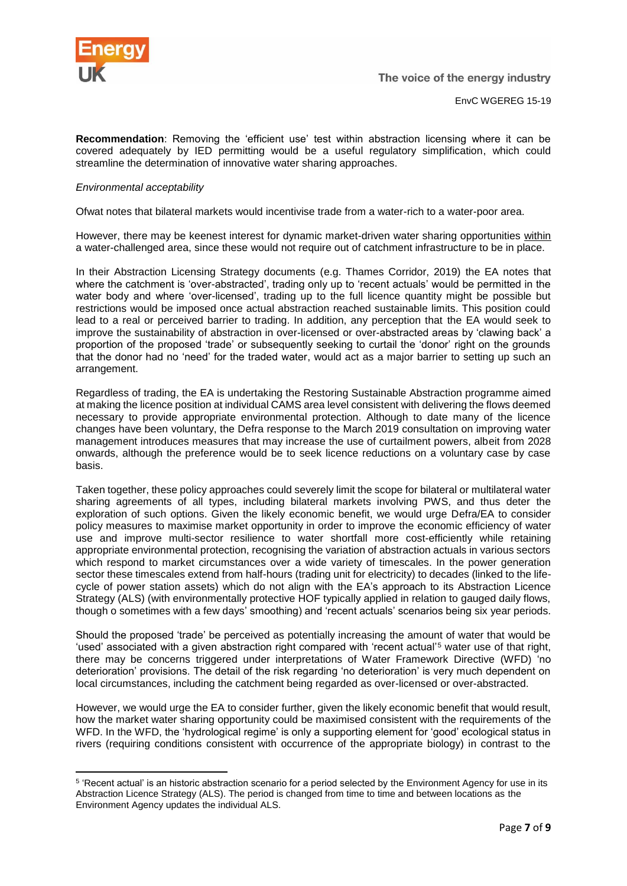**Recommendation**: Removing the 'efficient use' test within abstraction licensing where it can be covered adequately by IED permitting would be a useful regulatory simplification, which could streamline the determination of innovative water sharing approaches.

*Environmental acceptability*

Ofwat notes that bilateral markets would incentivise trade from a water-rich to a water-poor area.

However, there may be keenest interest for dynamic market-driven water sharing opportunities within a water-challenged area, since these would not require out of catchment infrastructure to be in place.

In their Abstraction Licensing Strategy documents (e.g. Thames Corridor, 2019) the EA notes that where the catchment is 'over-abstracted', trading only up to 'recent actuals' would be permitted in the water body and where 'over-licensed', trading up to the full licence quantity might be possible but restrictions would be imposed once actual abstraction reached sustainable limits. This position could lead to a real or perceived barrier to trading. In addition, any perception that the EA would seek to improve the sustainability of abstraction in over-licensed or over-abstracted areas by 'clawing back' a proportion of the proposed 'trade' or subsequently seeking to curtail the 'donor' right on the grounds that the donor had no 'need' for the traded water, would act as a major barrier to setting up such an arrangement.

Regardless of trading, the EA is undertaking the Restoring Sustainable Abstraction programme aimed at making the licence position at individual CAMS area level consistent with delivering the flows deemed necessary to provide appropriate environmental protection. Although to date many of the licence changes have been voluntary, the Defra response to the March 2019 consultation on improving water management introduces measures that may increase the use of curtailment powers, albeit from 2028 onwards, although the preference would be to seek licence reductions on a voluntary case by case basis.

Taken together, these policy approaches could severely limit the scope for bilateral or multilateral water sharing agreements of all types, including bilateral markets involving PWS, and thus deter the exploration of such options. Given the likely economic benefit, we would urge Defra/EA to consider policy measures to maximise market opportunity in order to improve the economic efficiency of water use and improve multi-sector resilience to water shortfall more cost-efficiently while retaining appropriate environmental protection, recognising the variation of abstraction actuals in various sectors which respond to market circumstances over a wide variety of timescales. In the power generation sector these timescales extend from half-hours (trading unit for electricity) to decades (linked to the life-cycle of power station assets) which do not align with the EA's approach to its Abstraction Licence Strategy (ALS) (with environmentally protective HOF typically applied in relation to gauged daily flows, though o sometimes with a few days' smoothing) and 'recent actuals' scenarios being six year periods.

Should the proposed 'trade' be perceived as potentially increasing the amount of water that would be 'used' associated with a given abstraction right compared with 'recent actual'[5] water use of that right, there may be concerns triggered under interpretations of Water Framework Directive (WFD) 'no deterioration' provisions. The detail of the risk regarding 'no deterioration' is very much dependent on local circumstances, including the catchment being regarded as over-licensed or over-abstracted.

However, we would urge the EA to consider further, given the likely economic benefit that would result, how the market water sharing opportunity could be maximised consistent with the requirements of the WFD. In the WFD, the 'hydrological regime' is only a supporting element for 'good' ecological status in rivers (requiring conditions consistent with occurrence of the appropriate biology) in contrast to the

[5] 'Recent actual' is an historic abstraction scenario for a period selected by the Environment Agency for use in its Abstraction Licence Strategy (ALS). The period is changed from time to time and between locations as the Environment Agency updates the individual ALS.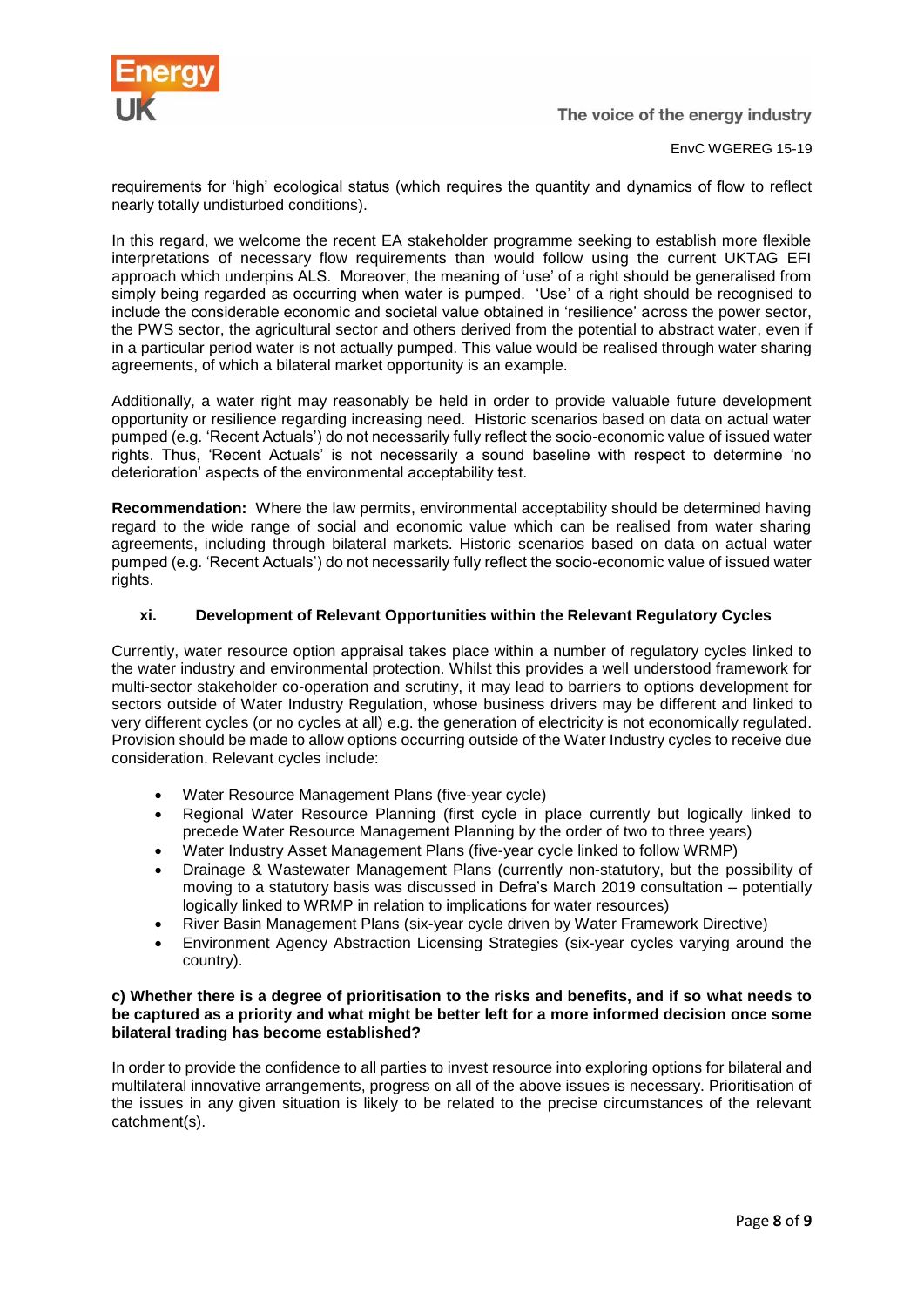requirements for 'high' ecological status (which requires the quantity and dynamics of flow to reflect nearly totally undisturbed conditions).

In this regard, we welcome the recent EA stakeholder programme seeking to establish more flexible interpretations of necessary flow requirements than would follow using the current UKTAG EFI approach which underpins ALS. Moreover, the meaning of 'use' of a right should be generalised from simply being regarded as occurring when water is pumped. 'Use' of a right should be recognised to include the considerable economic and societal value obtained in 'resilience' across the power sector, the PWS sector, the agricultural sector and others derived from the potential to abstract water, even if in a particular period water is not actually pumped. This value would be realised through water sharing agreements, of which a bilateral market opportunity is an example.

Additionally, a water right may reasonably be held in order to provide valuable future development opportunity or resilience regarding increasing need. Historic scenarios based on data on actual water pumped (e.g. 'Recent Actuals') do not necessarily fully reflect the socio-economic value of issued water rights. Thus, 'Recent Actuals' is not necessarily a sound baseline with respect to determine 'no deterioration' aspects of the environmental acceptability test.

**Recommendation:** Where the law permits, environmental acceptability should be determined having regard to the wide range of social and economic value which can be realised from water sharing agreements, including through bilateral markets. Historic scenarios based on data on actual water pumped (e.g. 'Recent Actuals') do not necessarily fully reflect the socio-economic value of issued water rights.

#### xi. Development of Relevant Opportunities within the Relevant Regulatory Cycles

Currently, water resource option appraisal takes place within a number of regulatory cycles linked to the water industry and environmental protection. Whilst this provides a well understood framework for multi-sector stakeholder co-operation and scrutiny, it may lead to barriers to options development for sectors outside of Water Industry Regulation, whose business drivers may be different and linked to very different cycles (or no cycles at all) e.g. the generation of electricity is not economically regulated. Provision should be made to allow options occurring outside of the Water Industry cycles to receive due consideration. Relevant cycles include:

- Water Resource Management Plans (five-year cycle)
- Regional Water Resource Planning (first cycle in place currently but logically linked to precede Water Resource Management Planning by the order of two to three years)
- Water Industry Asset Management Plans (five-year cycle linked to follow WRMP)
- Drainage & Wastewater Management Plans (currently non-statutory, but the possibility of moving to a statutory basis was discussed in Defra's March 2019 consultation – potentially logically linked to WRMP in relation to implications for water resources)
- River Basin Management Plans (six-year cycle driven by Water Framework Directive)
- Environment Agency Abstraction Licensing Strategies (six-year cycles varying around the country).

**c) Whether there is a degree of prioritisation to the risks and benefits, and if so what needs to be captured as a priority and what might be better left for a more informed decision once some bilateral trading has become established?**

In order to provide the confidence to all parties to invest resource into exploring options for bilateral and multilateral innovative arrangements, progress on all of the above issues is necessary. Prioritisation of the issues in any given situation is likely to be related to the precise circumstances of the relevant catchment(s).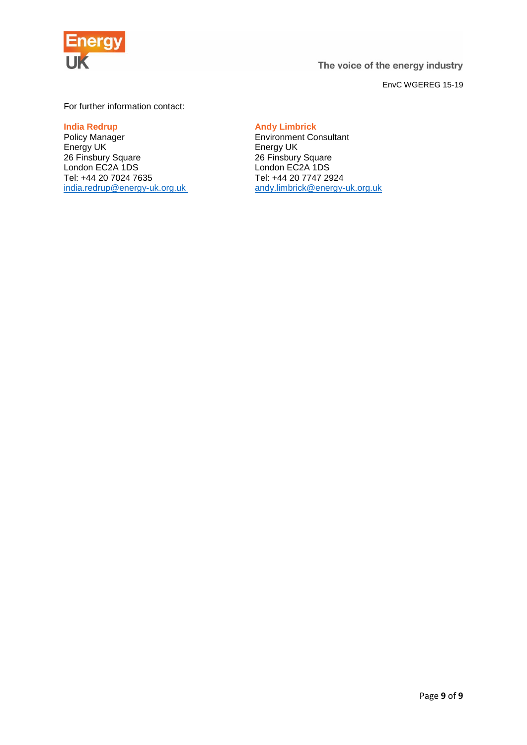For further information contact:

**India Redrup**
Policy Manager
Energy UK
26 Finsbury Square
London EC2A 1DS
Tel: +44 20 7024 7635
india.redrup@energy-uk.org.uk

**Andy Limbrick**
Environment Consultant
Energy UK
26 Finsbury Square
London EC2A 1DS
Tel: +44 20 7747 2924
andy.limbrick@energy-uk.org.uk